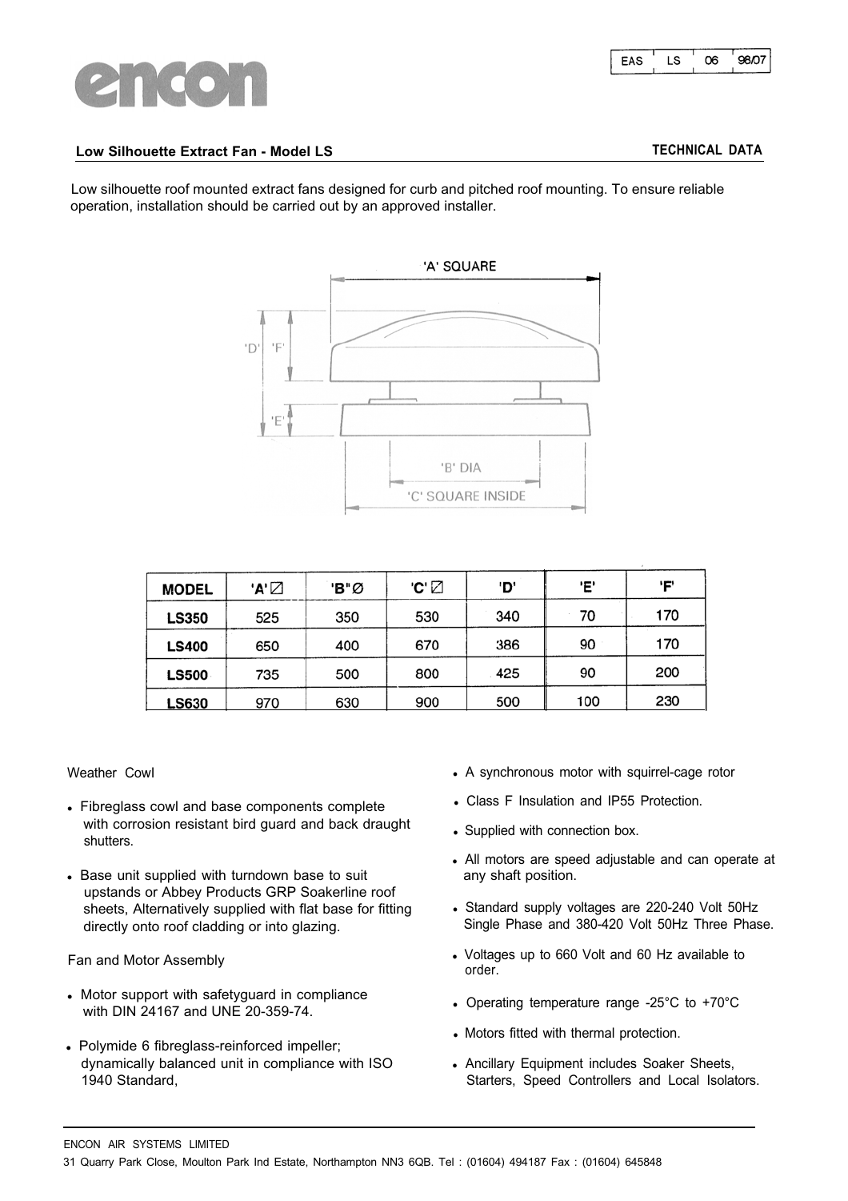# encon

EAS | LS | 06 | 98/07

## Low Silhouette Extract Fan - Model LS

**TECHNICAL DATA**

Low silhouette roof mounted extract fans designed for curb and pitched roof mounting. To ensure reliable operation, installation should be carried out by an approved installer.

'A' SQUARE

'D' 'F'

'E'

'B' DIA

'C' SQUARE INSIDE

| MODEL | 'A'☐ | 'B'Ø | 'C'☐ | 'D' | 'E' | 'F' |
|---|---|---|---|---|---|---|
| **LS350** | 525 | 350 | 530 | 340 | 70 | 170 |
| **LS400** | 650 | 400 | 670 | 386 | 90 | 170 |
| **LS500** | 735 | 500 | 800 | 425 | 90 | 200 |
| **LS630** | 970 | 630 | 900 | 500 | 100 | 230 |

Weather Cowl

- Fibreglass cowl and base components complete with corrosion resistant bird guard and back draught shutters.
- Base unit supplied with turndown base to suit upstands or Abbey Products GRP Soakerline roof sheets, Alternatively supplied with flat base for fitting directly onto roof cladding or into glazing.

Fan and Motor Assembly

- Motor support with safetyguard in compliance with DIN 24167 and UNE 20-359-74.
- Polymide 6 fibreglass-reinforced impeller; dynamically balanced unit in compliance with ISO 1940 Standard,
- A synchronous motor with squirrel-cage rotor
- Class F Insulation and IP55 Protection.
- Supplied with connection box.
- All motors are speed adjustable and can operate at any shaft position.
- Standard supply voltages are 220-240 Volt 50Hz Single Phase and 380-420 Volt 50Hz Three Phase.
- Voltages up to 660 Volt and 60 Hz available to order.
- Operating temperature range -25°C to +70°C
- Motors fitted with thermal protection.
- Ancillary Equipment includes Soaker Sheets, Starters, Speed Controllers and Local Isolators.

ENCON AIR SYSTEMS LIMITED

31 Quarry Park Close, Moulton Park Ind Estate, Northampton NN3 6QB. Tel : (01604) 494187 Fax : (01604) 645848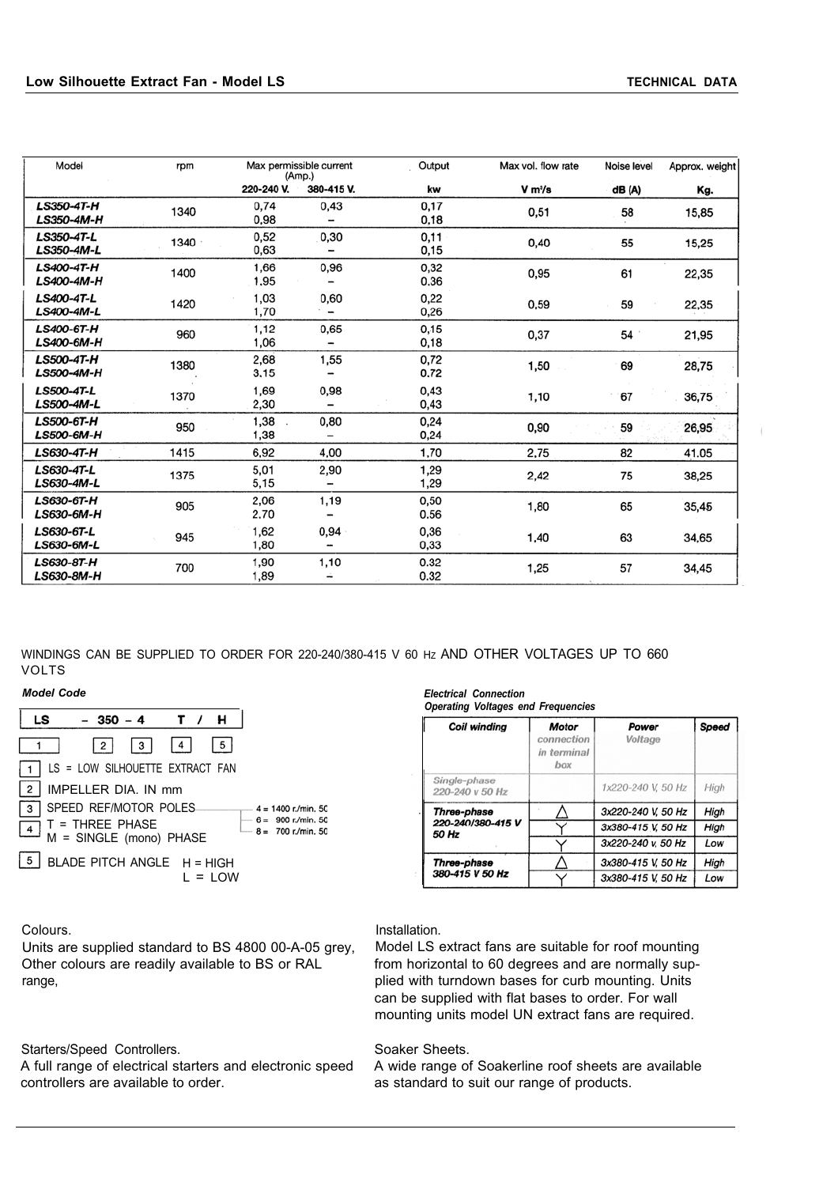**Low Silhouette Extract Fan - Model LS** **TECHNICAL DATA**

| Model | rpm | Max permissible current (Amp.) | | Output | Max vol. flow rate | Noise level | Approx. weight |
|---|---|---|---|---|---|---|---|
| | | 220-240 V. | 380-415 V. | kw | V m³/s | dB (A) | Kg. |
| *LS350-4T-H* <br> *LS350-4M-H* | 1340 | 0,74 <br> 0,98 | 0,43 <br> – | 0,17 <br> 0,18 | 0,51 | 58 | 15,85 |
| *LS350-4T-L* <br> *LS350-4M-L* | 1340 | 0,52 <br> 0,63 | 0,30 <br> – | 0,11 <br> 0,15 | 0,40 | 55 | 15,25 |
| *LS400-4T-H* <br> *LS400-4M-H* | 1400 | 1,66 <br> 1.95 | 0,96 <br> – | 0,32 <br> 0.36 | 0,95 | 61 | 22,35 |
| *LS400-4T-L* <br> *LS400-4M-L* | 1420 | 1,03 <br> 1,70 | 0,60 <br> – | 0,22 <br> 0,26 | 0,59 | 59 | 22,35 |
| *LS400-6T-H* <br> *LS400-6M-H* | 960 | 1,12 <br> 1,06 | 0,65 <br> – | 0,15 <br> 0,18 | 0,37 | 54 | 21,95 |
| *LS500-4T-H* <br> *LS500-4M-H* | 1380 | 2,68 <br> 3.15 | 1,55 <br> – | 0,72 <br> 0.72 | 1,50 | 69 | 28,75 |
| *LS500-4T-L* <br> *LS500-4M-L* | 1370 | 1,69 <br> 2,30 | 0,98 <br> – | 0,43 <br> 0,43 | 1,10 | 67 | 36,75 |
| *LS500-6T-H* <br> *LS500-6M-H* | 950 | 1,38 <br> 1,38 | 0,80 <br> – | 0,24 <br> 0,24 | 0,90 | 59 | 26,95 |
| *LS630-4T-H* | 1415 | 6,92 | 4,00 | 1,70 | 2,75 | 82 | 41.05 |
| *LS630-4T-L* <br> *LS630-4M-L* | 1375 | 5,01 <br> 5,15 | 2,90 <br> – | 1,29 <br> 1,29 | 2,42 | 75 | 38,25 |
| *LS630-6T-H* <br> *LS630-6M-H* | 905 | 2,06 <br> 2.70 | 1,19 <br> – | 0,50 <br> 0.56 | 1,80 | 65 | 35,45 |
| *LS630-6T-L* <br> *LS630-6M-L* | 945 | 1,62 <br> 1,80 | 0,94 <br> – | 0,36 <br> 0,33 | 1,40 | 63 | 34,65 |
| *LS630-8T-H* <br> *LS630-8M-H* | 700 | 1,90 <br> 1,89 | 1,10 <br> – | 0.32 <br> 0.32 | 1,25 | 57 | 34,45 |

WINDINGS CAN BE SUPPLIED TO ORDER FOR 220-240/380-415 V 60 Hz AND OTHER VOLTAGES UP TO 660 VOLTS

***Model Code***

**LS – 350 – 4 T / H**

1 2 3 4 5

1. LS = LOW SILHOUETTE EXTRACT FAN
2. IMPELLER DIA. IN mm
3. SPEED REF/MOTOR POLES — 4 = 1400 r./min. 50; 6 = 900 r./min. 50; 8 = 700 r./min. 50
4. T = THREE PHASE; M = SINGLE (mono) PHASE
5. BLADE PITCH ANGLE H = HIGH; L = LOW

***Electrical Connection***
***Operating Voltages end Frequencies***

| Coil winding | Motor connection in terminal box | Power Voltage | Speed |
|---|---|---|---|
| Single-phase 220-240 v 50 Hz | | 1x220-240 V, 50 Hz | High |
| **Three-phase 220-240/380-415 V 50 Hz** | Δ | 3x220-240 V, 50 Hz | High |
| | Y | 3x380-415 V, 50 Hz | High |
| | Y | 3x220-240 V, 50 Hz | Low |
| **Three-phase 380-415 V 50 Hz** | Δ | 3x380-415 V, 50 Hz | High |
| | Y | 3x380-415 V, 50 Hz | Low |

Colours.
Units are supplied standard to BS 4800 00-A-05 grey, Other colours are readily available to BS or RAL range,

Installation.
Model LS extract fans are suitable for roof mounting from horizontal to 60 degrees and are normally supplied with turndown bases for curb mounting. Units can be supplied with flat bases to order. For wall mounting units model UN extract fans are required.

Starters/Speed Controllers.
A full range of electrical starters and electronic speed controllers are available to order.

Soaker Sheets.
A wide range of Soakerline roof sheets are available as standard to suit our range of products.